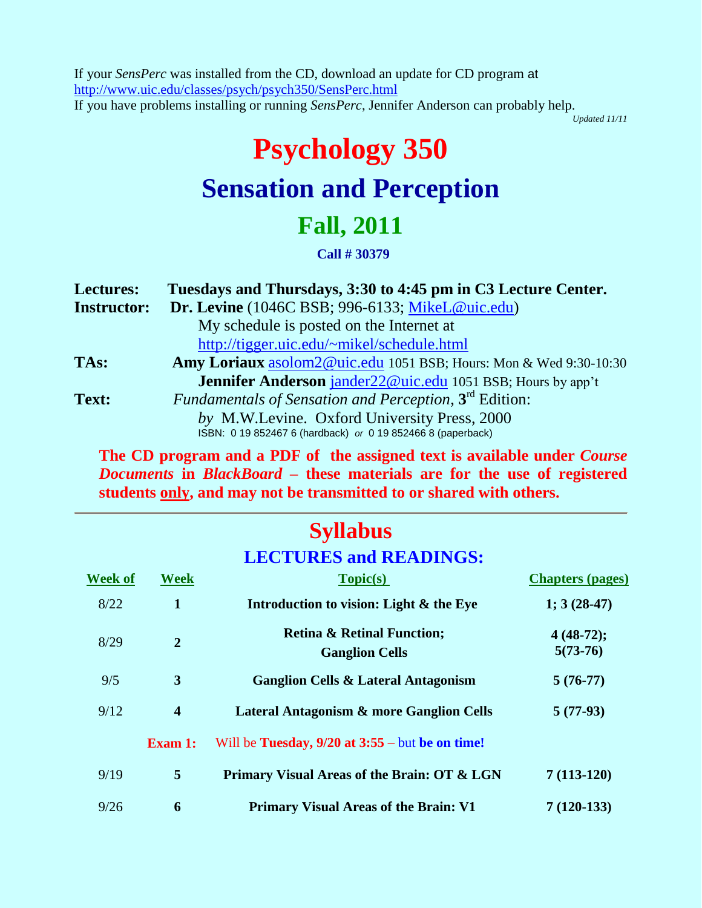If your *SensPerc* was installed from the CD, download an update for CD program at
http://www.uic.edu/classes/psych/psych350/SensPerc.html
If you have problems installing or running *SensPerc*, Jennifer Anderson can probably help.

*Updated 11/11*

# Psychology 350

## Sensation and Perception

## Fall, 2011

**Call # 30379**

**Lectures:** **Tuesdays and Thursdays, 3:30 to 4:45 pm in C3 Lecture Center.**

**Instructor:** **Dr. Levine** (1046C BSB; 996-6133; MikeL@uic.edu)
My schedule is posted on the Internet at
http://tigger.uic.edu/~mikel/schedule.html

**TAs:** **Amy Loriaux** asolom2@uic.edu 1051 BSB; Hours: Mon & Wed 9:30-10:30
**Jennifer Anderson** jander22@uic.edu 1051 BSB; Hours by app't

**Text:** *Fundamentals of Sensation and Perception*, **3rd** Edition:
*by* M.W.Levine. Oxford University Press, 2000
ISBN: 0 19 852467 6 (hardback) *or* 0 19 852466 8 (paperback)

**The CD program and a PDF of the assigned text is available under *Course Documents* in *BlackBoard* – these materials are for the use of registered students only, and may not be transmitted to or shared with others.**

---

# Syllabus

## LECTURES and READINGS:

| Week of | Week | Topic(s) | Chapters (pages) |
|---|---|---|---|
| 8/22 | **1** | **Introduction to vision: Light & the Eye** | **1; 3 (28-47)** |
| 8/29 | **2** | **Retina & Retinal Function; Ganglion Cells** | **4 (48-72); 5(73-76)** |
| 9/5 | **3** | **Ganglion Cells & Lateral Antagonism** | **5 (76-77)** |
| 9/12 | **4** | **Lateral Antagonism & more Ganglion Cells** | **5 (77-93)** |
| | **Exam 1:** | Will be **Tuesday, 9/20 at 3:55** – but **be on time!** | |
| 9/19 | **5** | **Primary Visual Areas of the Brain: OT & LGN** | **7 (113-120)** |
| 9/26 | **6** | **Primary Visual Areas of the Brain: V1** | **7 (120-133)** |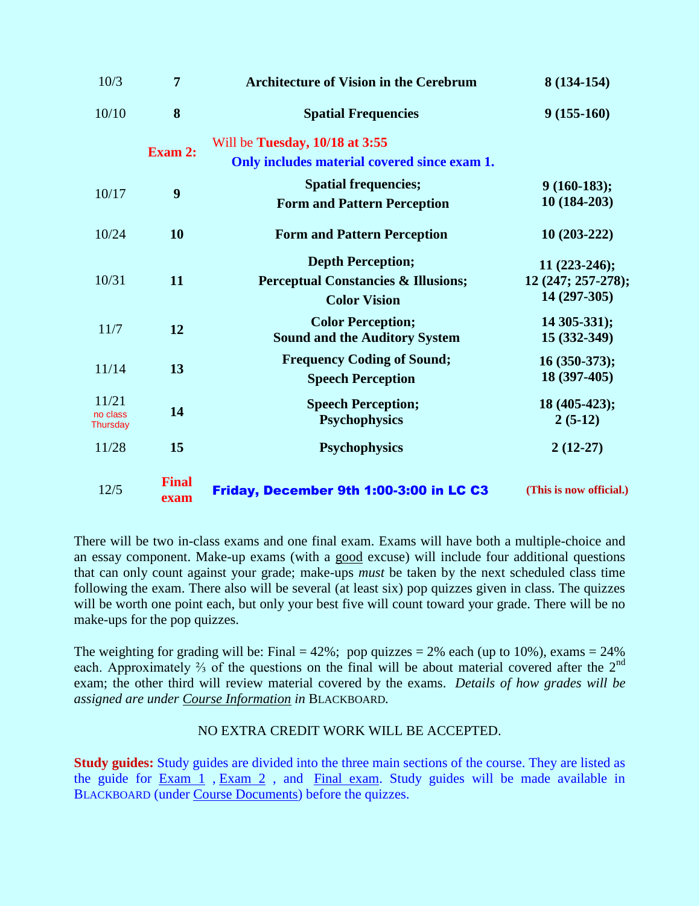| | | | |
|---|---|---|---|
| 10/3 | **7** | **Architecture of Vision in the Cerebrum** | **8 (134-154)** |
| 10/10 | **8** | **Spatial Frequencies** | **9 (155-160)** |
| | **Exam 2:** | Will be **Tuesday, 10/18 at 3:55** **Only includes material covered since exam 1.** | |
| 10/17 | **9** | **Spatial frequencies;** **Form and Pattern Perception** | **9 (160-183);** **10 (184-203)** |
| 10/24 | **10** | **Form and Pattern Perception** | **10 (203-222)** |
| 10/31 | **11** | **Depth Perception;** **Perceptual Constancies & Illusions;** **Color Vision** | **11 (223-246);** **12 (247; 257-278);** **14 (297-305)** |
| 11/7 | **12** | **Color Perception;** **Sound and the Auditory System** | **14 305-331);** **15 (332-349)** |
| 11/14 | **13** | **Frequency Coding of Sound;** **Speech Perception** | **16 (350-373);** **18 (397-405)** |
| 11/21 no class Thursday | **14** | **Speech Perception;** **Psychophysics** | **18 (405-423);** **2 (5-12)** |
| 11/28 | **15** | **Psychophysics** | **2 (12-27)** |
| 12/5 | **Final exam** | **Friday, December 9th 1:00-3:00 in LC C3** | **(This is now official.)** |

There will be two in-class exams and one final exam. Exams will have both a multiple-choice and an essay component. Make-up exams (with a good excuse) will include four additional questions that can only count against your grade; make-ups *must* be taken by the next scheduled class time following the exam. There also will be several (at least six) pop quizzes given in class. The quizzes will be worth one point each, but only your best five will count toward your grade. There will be no make-ups for the pop quizzes.

The weighting for grading will be: Final = 42%; pop quizzes = 2% each (up to 10%), exams = 24% each. Approximately ⅔ of the questions on the final will be about material covered after the 2nd exam; the other third will review material covered by the exams. *Details of how grades will be assigned are under Course Information in* BLACKBOARD.

NO EXTRA CREDIT WORK WILL BE ACCEPTED.

**Study guides:** Study guides are divided into the three main sections of the course. They are listed as the guide for Exam 1 , Exam 2 , and Final exam. Study guides will be made available in BLACKBOARD (under Course Documents) before the quizzes.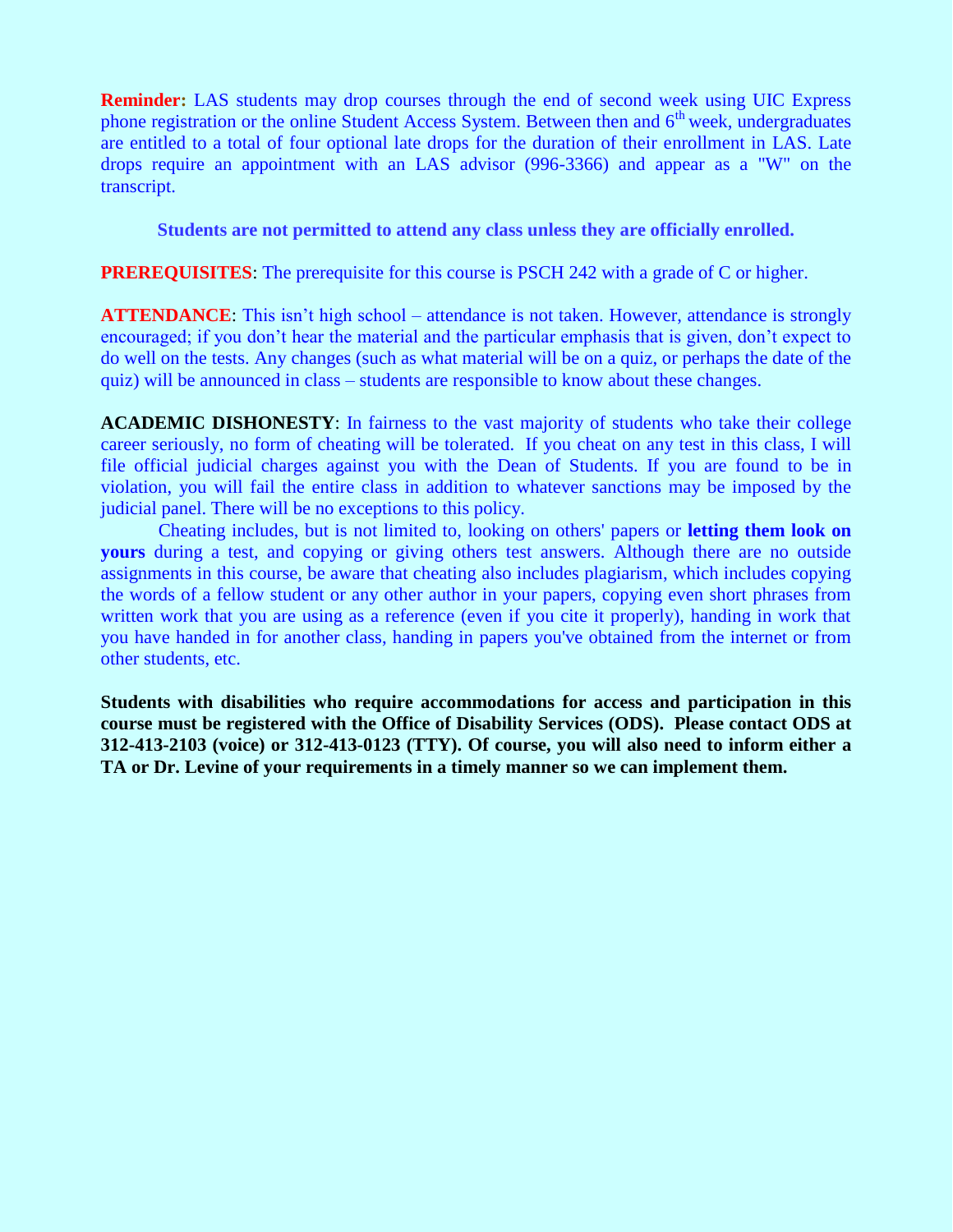**Reminder:** LAS students may drop courses through the end of second week using UIC Express phone registration or the online Student Access System. Between then and 6th week, undergraduates are entitled to a total of four optional late drops for the duration of their enrollment in LAS. Late drops require an appointment with an LAS advisor (996-3366) and appear as a "W" on the transcript.

**Students are not permitted to attend any class unless they are officially enrolled.**

**PREREQUISITES**: The prerequisite for this course is PSCH 242 with a grade of C or higher.

**ATTENDANCE**: This isn't high school – attendance is not taken. However, attendance is strongly encouraged; if you don't hear the material and the particular emphasis that is given, don't expect to do well on the tests. Any changes (such as what material will be on a quiz, or perhaps the date of the quiz) will be announced in class – students are responsible to know about these changes.

**ACADEMIC DISHONESTY**: In fairness to the vast majority of students who take their college career seriously, no form of cheating will be tolerated. If you cheat on any test in this class, I will file official judicial charges against you with the Dean of Students. If you are found to be in violation, you will fail the entire class in addition to whatever sanctions may be imposed by the judicial panel. There will be no exceptions to this policy.

Cheating includes, but is not limited to, looking on others' papers or **letting them look on yours** during a test, and copying or giving others test answers. Although there are no outside assignments in this course, be aware that cheating also includes plagiarism, which includes copying the words of a fellow student or any other author in your papers, copying even short phrases from written work that you are using as a reference (even if you cite it properly), handing in work that you have handed in for another class, handing in papers you've obtained from the internet or from other students, etc.

**Students with disabilities who require accommodations for access and participation in this course must be registered with the Office of Disability Services (ODS). Please contact ODS at 312-413-2103 (voice) or 312-413-0123 (TTY). Of course, you will also need to inform either a TA or Dr. Levine of your requirements in a timely manner so we can implement them.**